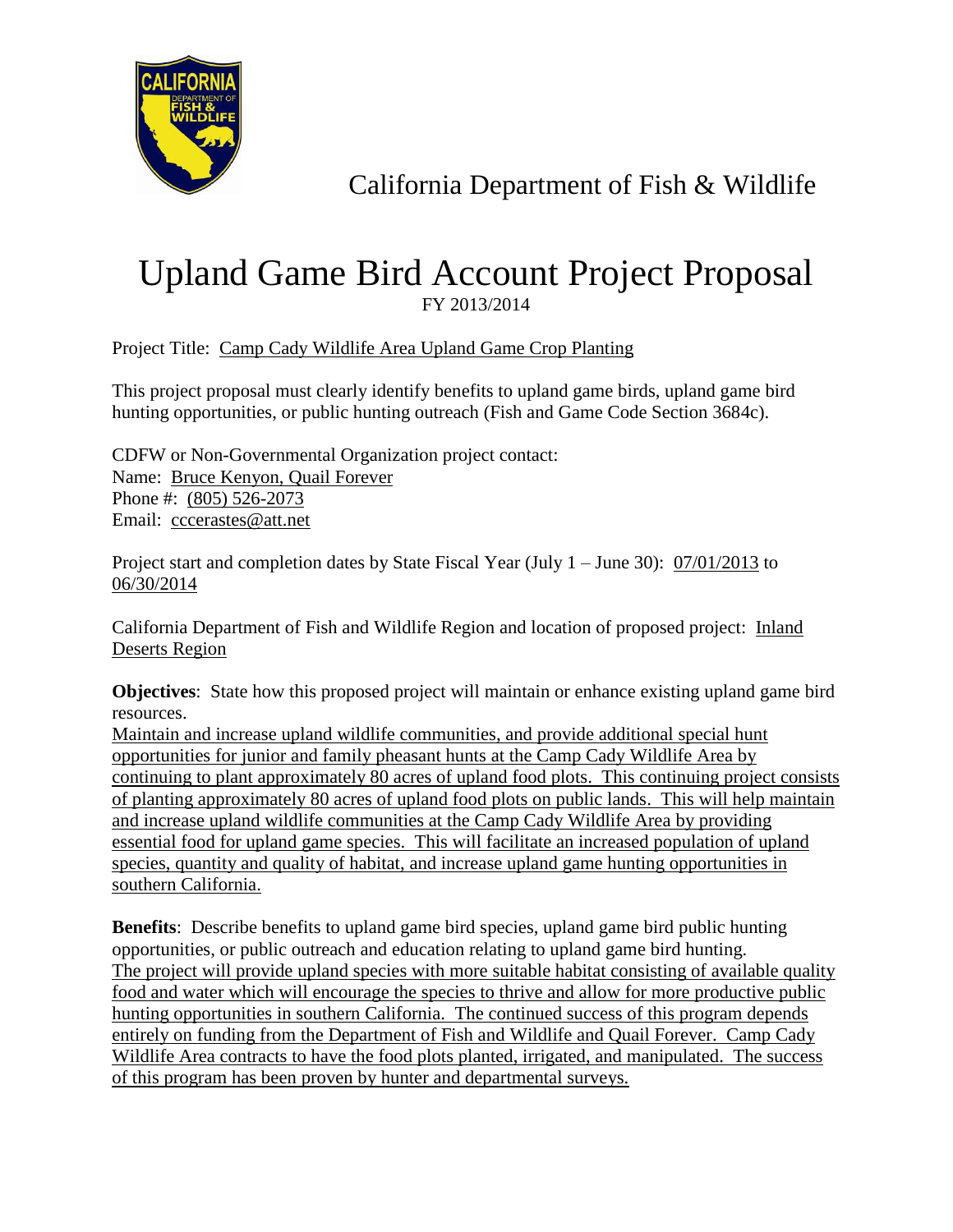California Department of Fish & Wildlife

# Upland Game Bird Account Project Proposal

FY 2013/2014

Project Title: Camp Cady Wildlife Area Upland Game Crop Planting

This project proposal must clearly identify benefits to upland game birds, upland game bird hunting opportunities, or public hunting outreach (Fish and Game Code Section 3684c).

CDFW or Non-Governmental Organization project contact:
Name: Bruce Kenyon, Quail Forever
Phone #: (805) 526-2073
Email: cccerastes@att.net

Project start and completion dates by State Fiscal Year (July 1 – June 30): 07/01/2013 to 06/30/2014

California Department of Fish and Wildlife Region and location of proposed project: Inland Deserts Region

**Objectives**: State how this proposed project will maintain or enhance existing upland game bird resources.
Maintain and increase upland wildlife communities, and provide additional special hunt opportunities for junior and family pheasant hunts at the Camp Cady Wildlife Area by continuing to plant approximately 80 acres of upland food plots. This continuing project consists of planting approximately 80 acres of upland food plots on public lands. This will help maintain and increase upland wildlife communities at the Camp Cady Wildlife Area by providing essential food for upland game species. This will facilitate an increased population of upland species, quantity and quality of habitat, and increase upland game hunting opportunities in southern California.

**Benefits**: Describe benefits to upland game bird species, upland game bird public hunting opportunities, or public outreach and education relating to upland game bird hunting.
The project will provide upland species with more suitable habitat consisting of available quality food and water which will encourage the species to thrive and allow for more productive public hunting opportunities in southern California. The continued success of this program depends entirely on funding from the Department of Fish and Wildlife and Quail Forever. Camp Cady Wildlife Area contracts to have the food plots planted, irrigated, and manipulated. The success of this program has been proven by hunter and departmental surveys.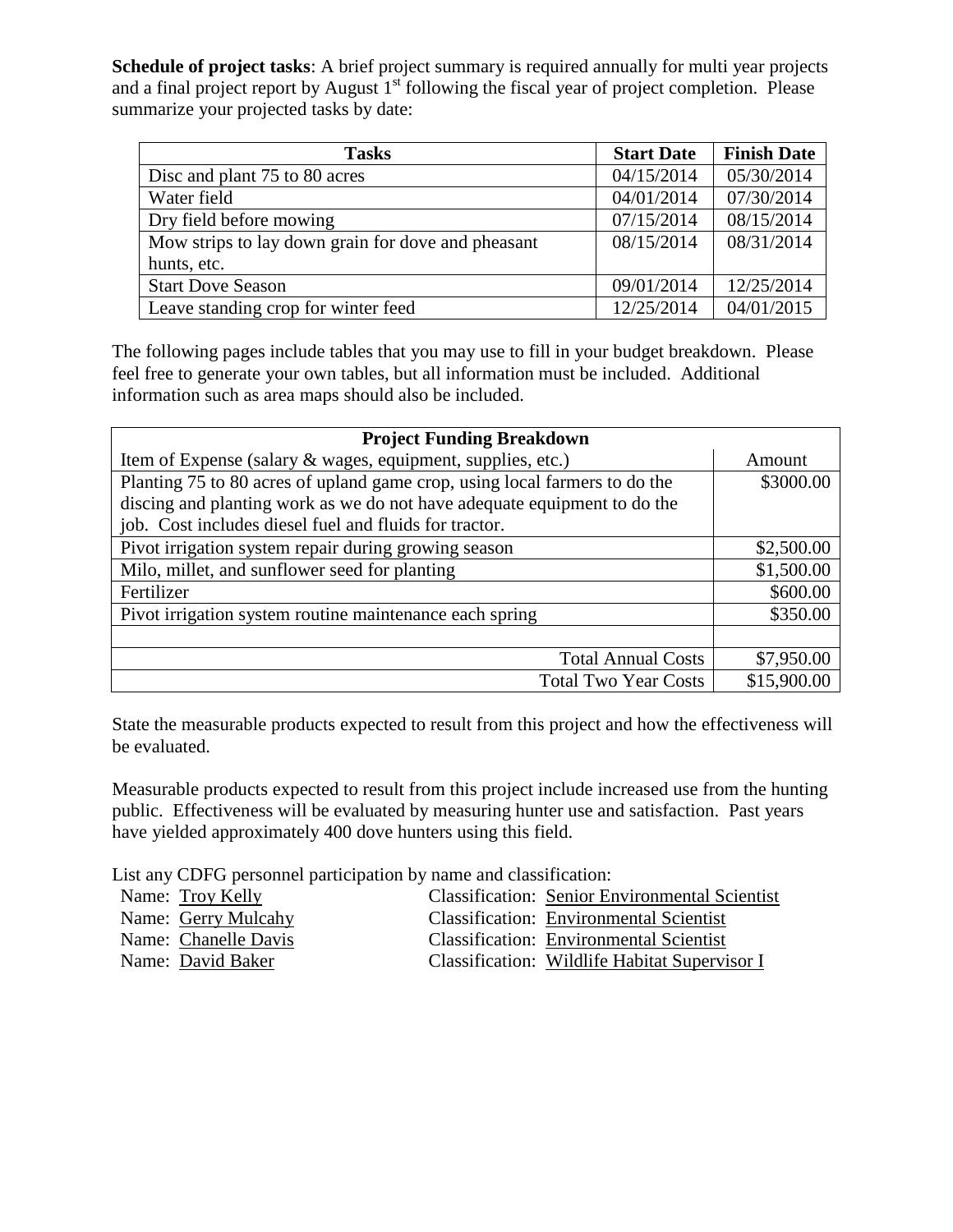**Schedule of project tasks**: A brief project summary is required annually for multi year projects and a final project report by August 1st following the fiscal year of project completion. Please summarize your projected tasks by date:

| Tasks | Start Date | Finish Date |
|---|---|---|
| Disc and plant 75 to 80 acres | 04/15/2014 | 05/30/2014 |
| Water field | 04/01/2014 | 07/30/2014 |
| Dry field before mowing | 07/15/2014 | 08/15/2014 |
| Mow strips to lay down grain for dove and pheasant hunts, etc. | 08/15/2014 | 08/31/2014 |
| Start Dove Season | 09/01/2014 | 12/25/2014 |
| Leave standing crop for winter feed | 12/25/2014 | 04/01/2015 |

The following pages include tables that you may use to fill in your budget breakdown. Please feel free to generate your own tables, but all information must be included. Additional information such as area maps should also be included.

| Project Funding Breakdown | |
|---|---|
| Item of Expense (salary & wages, equipment, supplies, etc.) | Amount |
| Planting 75 to 80 acres of upland game crop, using local farmers to do the discing and planting work as we do not have adequate equipment to do the job. Cost includes diesel fuel and fluids for tractor. | \$3000.00 |
| Pivot irrigation system repair during growing season | \$2,500.00 |
| Milo, millet, and sunflower seed for planting | \$1,500.00 |
| Fertilizer | \$600.00 |
| Pivot irrigation system routine maintenance each spring | \$350.00 |
| | |
| Total Annual Costs | \$7,950.00 |
| Total Two Year Costs | \$15,900.00 |

State the measurable products expected to result from this project and how the effectiveness will be evaluated.

Measurable products expected to result from this project include increased use from the hunting public. Effectiveness will be evaluated by measuring hunter use and satisfaction. Past years have yielded approximately 400 dove hunters using this field.

List any CDFG personnel participation by name and classification:

Name: Troy Kelly — Classification: Senior Environmental Scientist
Name: Gerry Mulcahy — Classification: Environmental Scientist
Name: Chanelle Davis — Classification: Environmental Scientist
Name: David Baker — Classification: Wildlife Habitat Supervisor I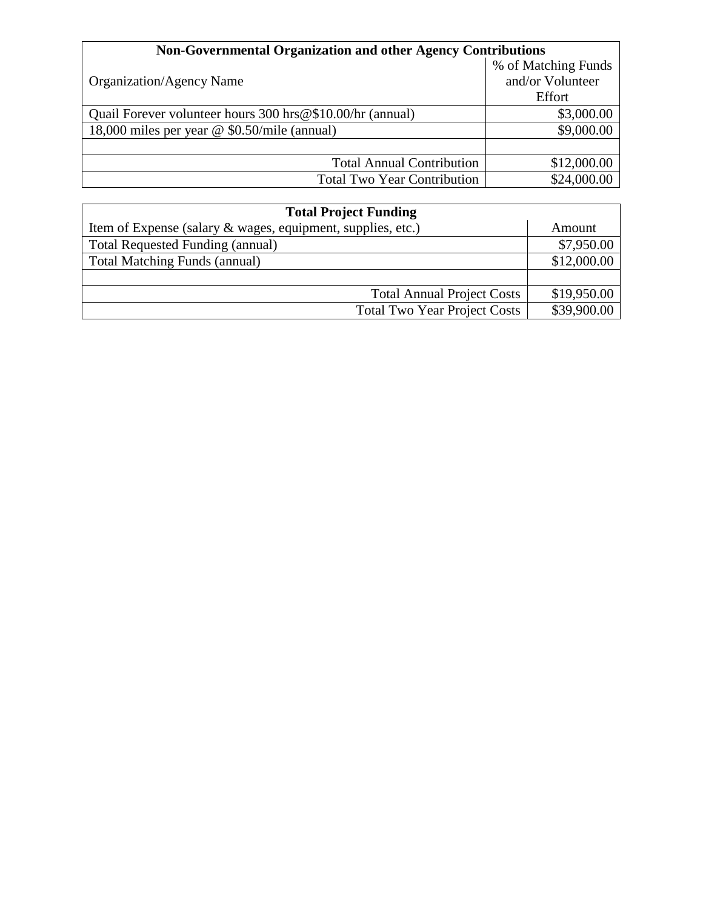| Non-Governmental Organization and other Agency Contributions | |
|---|---|
| Organization/Agency Name | % of Matching Funds and/or Volunteer Effort |
| Quail Forever volunteer hours 300 hrs@$10.00/hr (annual) | $3,000.00 |
| 18,000 miles per year @ $0.50/mile (annual) | $9,000.00 |
| | |
| Total Annual Contribution | $12,000.00 |
| Total Two Year Contribution | $24,000.00 |

| Total Project Funding | |
|---|---|
| Item of Expense (salary & wages, equipment, supplies, etc.) | Amount |
| Total Requested Funding (annual) | $7,950.00 |
| Total Matching Funds (annual) | $12,000.00 |
| | |
| Total Annual Project Costs | $19,950.00 |
| Total Two Year Project Costs | $39,900.00 |